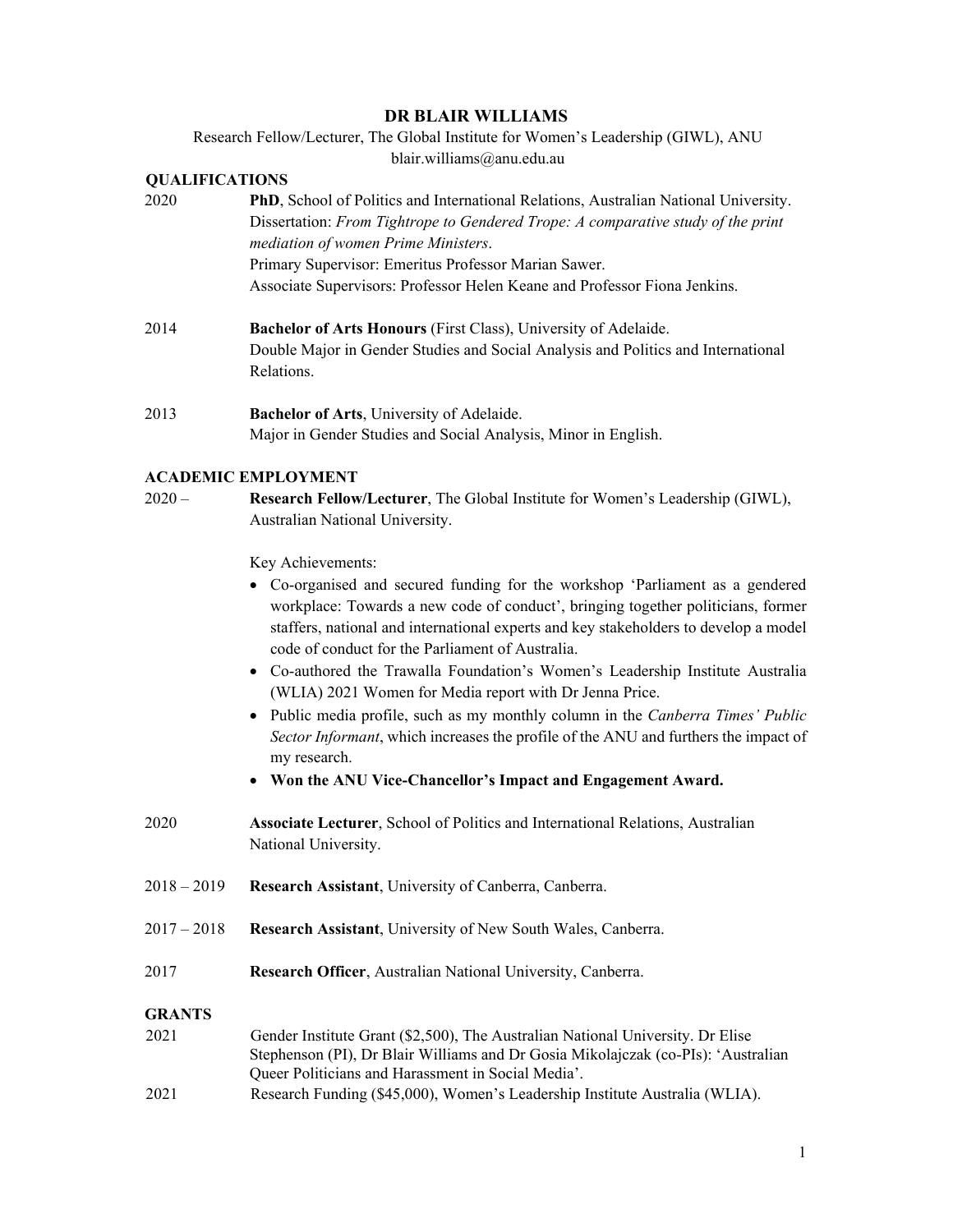# DR BLAIR WILLIAMS

Research Fellow/Lecturer, The Global Institute for Women's Leadership (GIWL), ANU
blair.williams@anu.edu.au

## QUALIFICATIONS

2020 **PhD**, School of Politics and International Relations, Australian National University.
Dissertation: *From Tightrope to Gendered Trope: A comparative study of the print mediation of women Prime Ministers*.
Primary Supervisor: Emeritus Professor Marian Sawer.
Associate Supervisors: Professor Helen Keane and Professor Fiona Jenkins.

2014 **Bachelor of Arts Honours** (First Class), University of Adelaide.
Double Major in Gender Studies and Social Analysis and Politics and International Relations.

2013 **Bachelor of Arts**, University of Adelaide.
Major in Gender Studies and Social Analysis, Minor in English.

## ACADEMIC EMPLOYMENT

2020 – **Research Fellow/Lecturer**, The Global Institute for Women's Leadership (GIWL), Australian National University.

Key Achievements:

- Co-organised and secured funding for the workshop 'Parliament as a gendered workplace: Towards a new code of conduct', bringing together politicians, former staffers, national and international experts and key stakeholders to develop a model code of conduct for the Parliament of Australia.
- Co-authored the Trawalla Foundation's Women's Leadership Institute Australia (WLIA) 2021 Women for Media report with Dr Jenna Price.
- Public media profile, such as my monthly column in the *Canberra Times' Public Sector Informant*, which increases the profile of the ANU and furthers the impact of my research.
- **Won the ANU Vice-Chancellor's Impact and Engagement Award.**

2020 **Associate Lecturer**, School of Politics and International Relations, Australian National University.

2018 – 2019 **Research Assistant**, University of Canberra, Canberra.

2017 – 2018 **Research Assistant**, University of New South Wales, Canberra.

2017 **Research Officer**, Australian National University, Canberra.

## GRANTS

2021 Gender Institute Grant ($2,500), The Australian National University. Dr Elise Stephenson (PI), Dr Blair Williams and Dr Gosia Mikolajczak (co-PIs): 'Australian Queer Politicians and Harassment in Social Media'.

2021 Research Funding ($45,000), Women's Leadership Institute Australia (WLIA).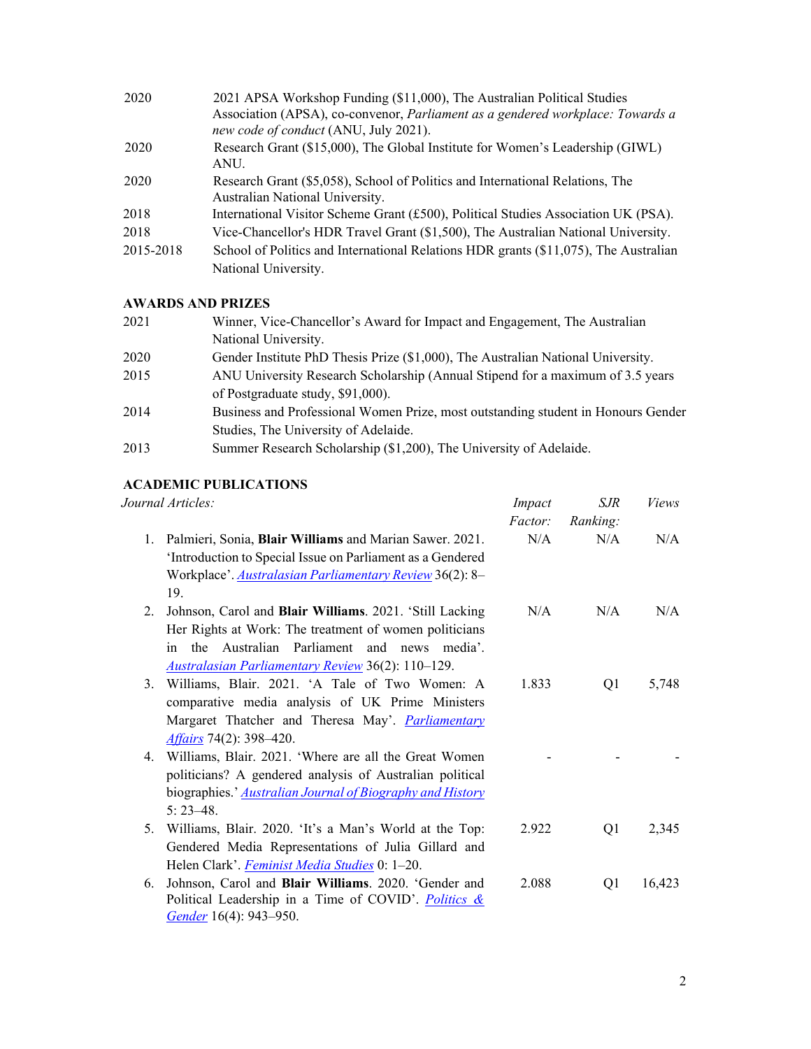| | |
|---|---|
| 2020 | 2021 APSA Workshop Funding ($11,000), The Australian Political Studies Association (APSA), co-convenor, *Parliament as a gendered workplace: Towards a new code of conduct* (ANU, July 2021). |
| 2020 | Research Grant ($15,000), The Global Institute for Women's Leadership (GIWL) ANU. |
| 2020 | Research Grant ($5,058), School of Politics and International Relations, The Australian National University. |
| 2018 | International Visitor Scheme Grant (£500), Political Studies Association UK (PSA). |
| 2018 | Vice-Chancellor's HDR Travel Grant ($1,500), The Australian National University. |
| 2015-2018 | School of Politics and International Relations HDR grants ($11,075), The Australian National University. |

## AWARDS AND PRIZES

| | |
|---|---|
| 2021 | Winner, Vice-Chancellor's Award for Impact and Engagement, The Australian National University. |
| 2020 | Gender Institute PhD Thesis Prize ($1,000), The Australian National University. |
| 2015 | ANU University Research Scholarship (Annual Stipend for a maximum of 3.5 years of Postgraduate study, $91,000). |
| 2014 | Business and Professional Women Prize, most outstanding student in Honours Gender Studies, The University of Adelaide. |
| 2013 | Summer Research Scholarship ($1,200), The University of Adelaide. |

## ACADEMIC PUBLICATIONS

| *Journal Articles:* | *Impact Factor:* | *SJR Ranking:* | *Views* |
|---|---|---|---|
| 1. Palmieri, Sonia, **Blair Williams** and Marian Sawer. 2021. 'Introduction to Special Issue on Parliament as a Gendered Workplace'. *Australasian Parliamentary Review* 36(2): 8–19. | N/A | N/A | N/A |
| 2. Johnson, Carol and **Blair Williams**. 2021. 'Still Lacking Her Rights at Work: The treatment of women politicians in the Australian Parliament and news media'. *Australasian Parliamentary Review* 36(2): 110–129. | N/A | N/A | N/A |
| 3. Williams, Blair. 2021. 'A Tale of Two Women: A comparative media analysis of UK Prime Ministers Margaret Thatcher and Theresa May'. *Parliamentary Affairs* 74(2): 398–420. | 1.833 | Q1 | 5,748 |
| 4. Williams, Blair. 2021. 'Where are all the Great Women politicians? A gendered analysis of Australian political biographies.' *Australian Journal of Biography and History* 5: 23–48. | - | - | - |
| 5. Williams, Blair. 2020. 'It's a Man's World at the Top: Gendered Media Representations of Julia Gillard and Helen Clark'. *Feminist Media Studies* 0: 1–20. | 2.922 | Q1 | 2,345 |
| 6. Johnson, Carol and **Blair Williams**. 2020. 'Gender and Political Leadership in a Time of COVID'. *Politics & Gender* 16(4): 943–950. | 2.088 | Q1 | 16,423 |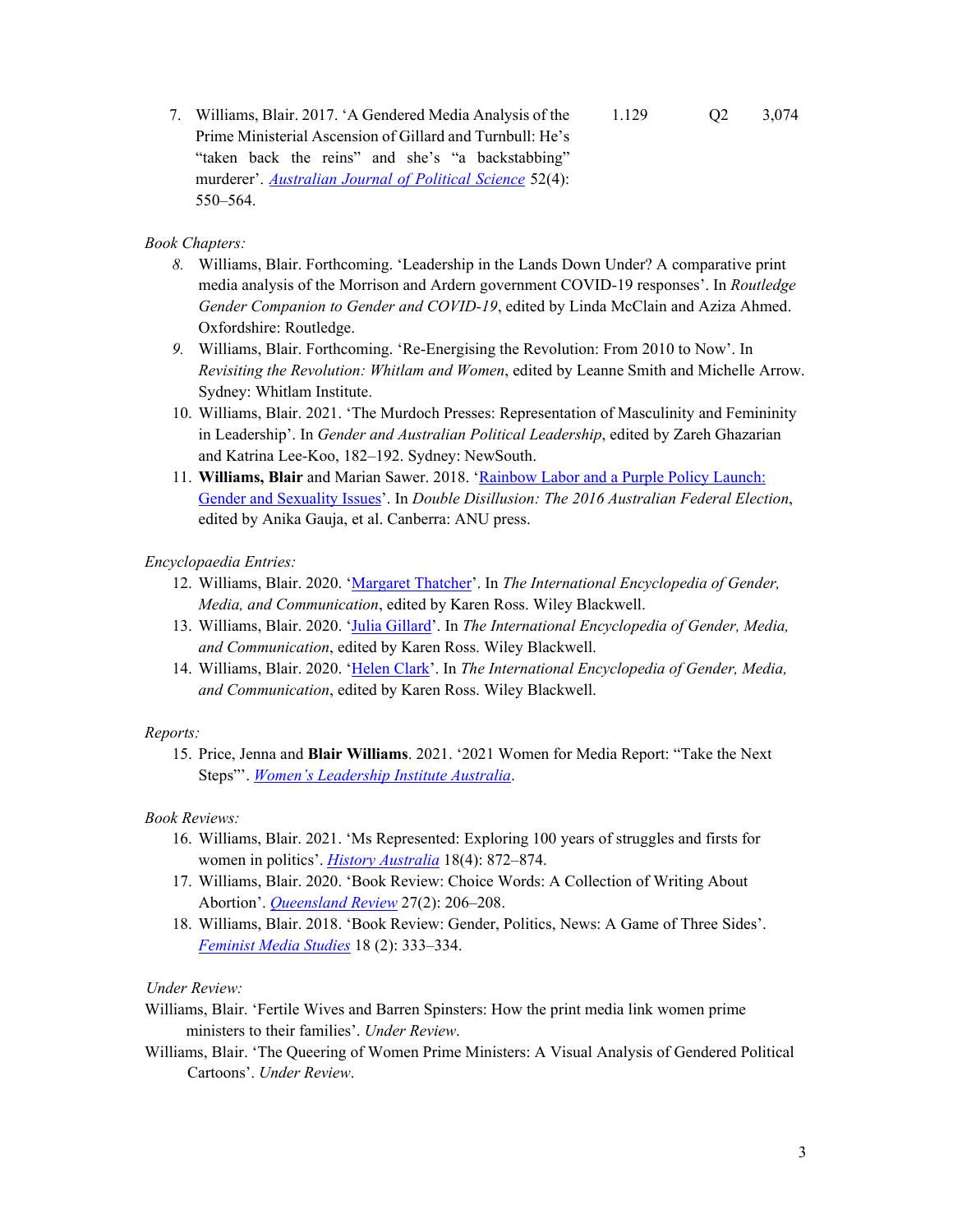7. Williams, Blair. 2017. 'A Gendered Media Analysis of the Prime Ministerial Ascension of Gillard and Turnbull: He's "taken back the reins" and she's "a backstabbing" murderer'. *Australian Journal of Political Science* 52(4): 550–564. 1.129 Q2 3,074

*Book Chapters:*

8. Williams, Blair. Forthcoming. 'Leadership in the Lands Down Under? A comparative print media analysis of the Morrison and Ardern government COVID-19 responses'. In *Routledge Gender Companion to Gender and COVID-19*, edited by Linda McClain and Aziza Ahmed. Oxfordshire: Routledge.
9. Williams, Blair. Forthcoming. 'Re-Energising the Revolution: From 2010 to Now'. In *Revisiting the Revolution: Whitlam and Women*, edited by Leanne Smith and Michelle Arrow. Sydney: Whitlam Institute.
10. Williams, Blair. 2021. 'The Murdoch Presses: Representation of Masculinity and Femininity in Leadership'. In *Gender and Australian Political Leadership*, edited by Zareh Ghazarian and Katrina Lee-Koo, 182–192. Sydney: NewSouth.
11. **Williams, Blair** and Marian Sawer. 2018. 'Rainbow Labor and a Purple Policy Launch: Gender and Sexuality Issues'. In *Double Disillusion: The 2016 Australian Federal Election*, edited by Anika Gauja, et al. Canberra: ANU press.

*Encyclopaedia Entries:*

12. Williams, Blair. 2020. 'Margaret Thatcher'. In *The International Encyclopedia of Gender, Media, and Communication*, edited by Karen Ross. Wiley Blackwell.
13. Williams, Blair. 2020. 'Julia Gillard'. In *The International Encyclopedia of Gender, Media, and Communication*, edited by Karen Ross. Wiley Blackwell.
14. Williams, Blair. 2020. 'Helen Clark'. In *The International Encyclopedia of Gender, Media, and Communication*, edited by Karen Ross. Wiley Blackwell.

*Reports:*

15. Price, Jenna and **Blair Williams**. 2021. '2021 Women for Media Report: "Take the Next Steps"'. *Women's Leadership Institute Australia*.

*Book Reviews:*

16. Williams, Blair. 2021. 'Ms Represented: Exploring 100 years of struggles and firsts for women in politics'. *History Australia* 18(4): 872–874.
17. Williams, Blair. 2020. 'Book Review: Choice Words: A Collection of Writing About Abortion'. *Queensland Review* 27(2): 206–208.
18. Williams, Blair. 2018. 'Book Review: Gender, Politics, News: A Game of Three Sides'. *Feminist Media Studies* 18 (2): 333–334.

*Under Review:*

Williams, Blair. 'Fertile Wives and Barren Spinsters: How the print media link women prime ministers to their families'. *Under Review*.

Williams, Blair. 'The Queering of Women Prime Ministers: A Visual Analysis of Gendered Political Cartoons'. *Under Review*.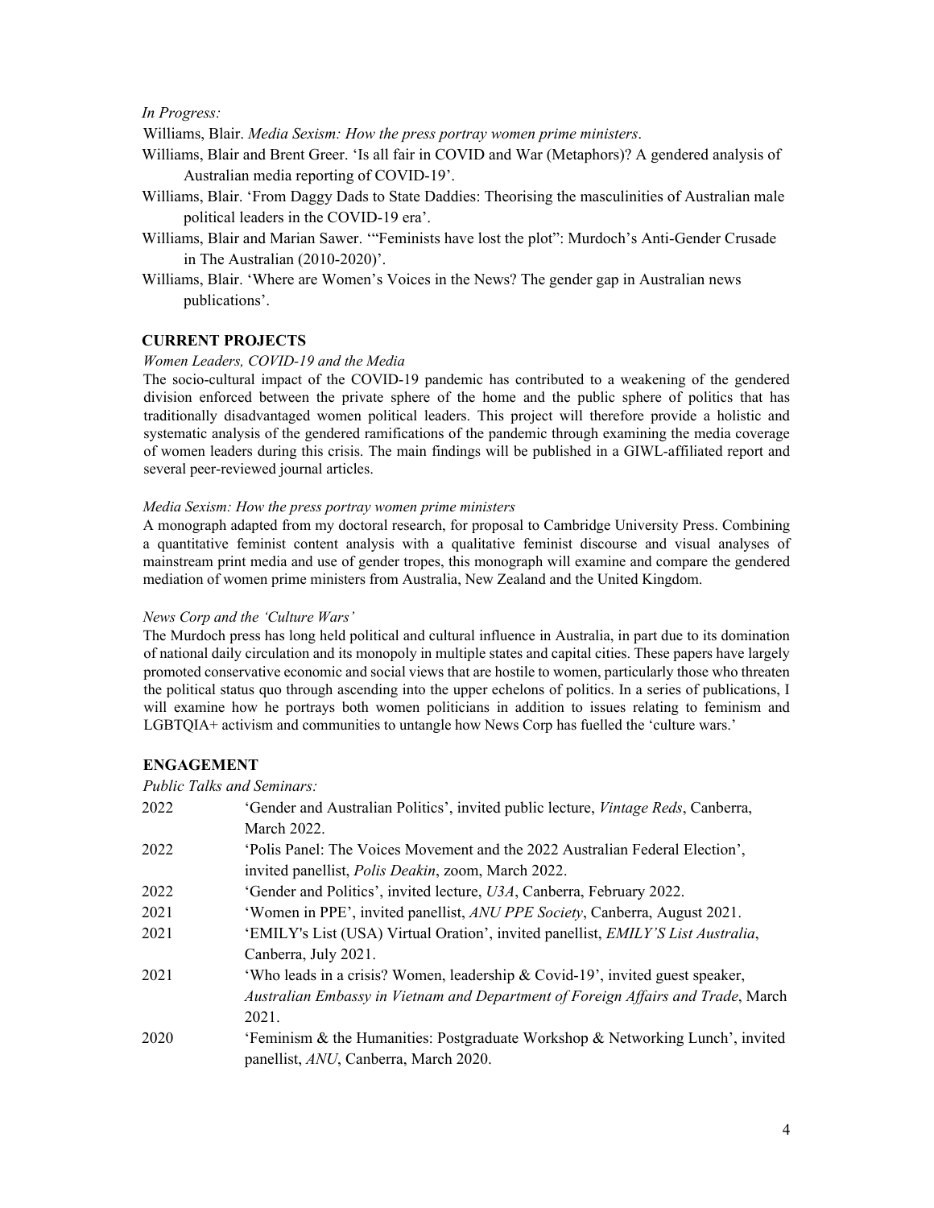*In Progress:*

Williams, Blair. *Media Sexism: How the press portray women prime ministers*.

Williams, Blair and Brent Greer. 'Is all fair in COVID and War (Metaphors)? A gendered analysis of Australian media reporting of COVID-19'.

Williams, Blair. 'From Daggy Dads to State Daddies: Theorising the masculinities of Australian male political leaders in the COVID-19 era'.

Williams, Blair and Marian Sawer. '"Feminists have lost the plot": Murdoch's Anti-Gender Crusade in The Australian (2010-2020)'.

Williams, Blair. 'Where are Women's Voices in the News? The gender gap in Australian news publications'.

## CURRENT PROJECTS

*Women Leaders, COVID-19 and the Media*

The socio-cultural impact of the COVID-19 pandemic has contributed to a weakening of the gendered division enforced between the private sphere of the home and the public sphere of politics that has traditionally disadvantaged women political leaders. This project will therefore provide a holistic and systematic analysis of the gendered ramifications of the pandemic through examining the media coverage of women leaders during this crisis. The main findings will be published in a GIWL-affiliated report and several peer-reviewed journal articles.

*Media Sexism: How the press portray women prime ministers*

A monograph adapted from my doctoral research, for proposal to Cambridge University Press. Combining a quantitative feminist content analysis with a qualitative feminist discourse and visual analyses of mainstream print media and use of gender tropes, this monograph will examine and compare the gendered mediation of women prime ministers from Australia, New Zealand and the United Kingdom.

*News Corp and the 'Culture Wars'*

The Murdoch press has long held political and cultural influence in Australia, in part due to its domination of national daily circulation and its monopoly in multiple states and capital cities. These papers have largely promoted conservative economic and social views that are hostile to women, particularly those who threaten the political status quo through ascending into the upper echelons of politics. In a series of publications, I will examine how he portrays both women politicians in addition to issues relating to feminism and LGBTQIA+ activism and communities to untangle how News Corp has fuelled the 'culture wars.'

## ENGAGEMENT

*Public Talks and Seminars:*

| | |
|---|---|
| 2022 | 'Gender and Australian Politics', invited public lecture, *Vintage Reds*, Canberra, March 2022. |
| 2022 | 'Polis Panel: The Voices Movement and the 2022 Australian Federal Election', invited panellist, *Polis Deakin*, zoom, March 2022. |
| 2022 | 'Gender and Politics', invited lecture, *U3A*, Canberra, February 2022. |
| 2021 | 'Women in PPE', invited panellist, *ANU PPE Society*, Canberra, August 2021. |
| 2021 | 'EMILY's List (USA) Virtual Oration', invited panellist, *EMILY'S List Australia*, Canberra, July 2021. |
| 2021 | 'Who leads in a crisis? Women, leadership & Covid-19', invited guest speaker, *Australian Embassy in Vietnam and Department of Foreign Affairs and Trade*, March 2021. |
| 2020 | 'Feminism & the Humanities: Postgraduate Workshop & Networking Lunch', invited panellist, *ANU*, Canberra, March 2020. |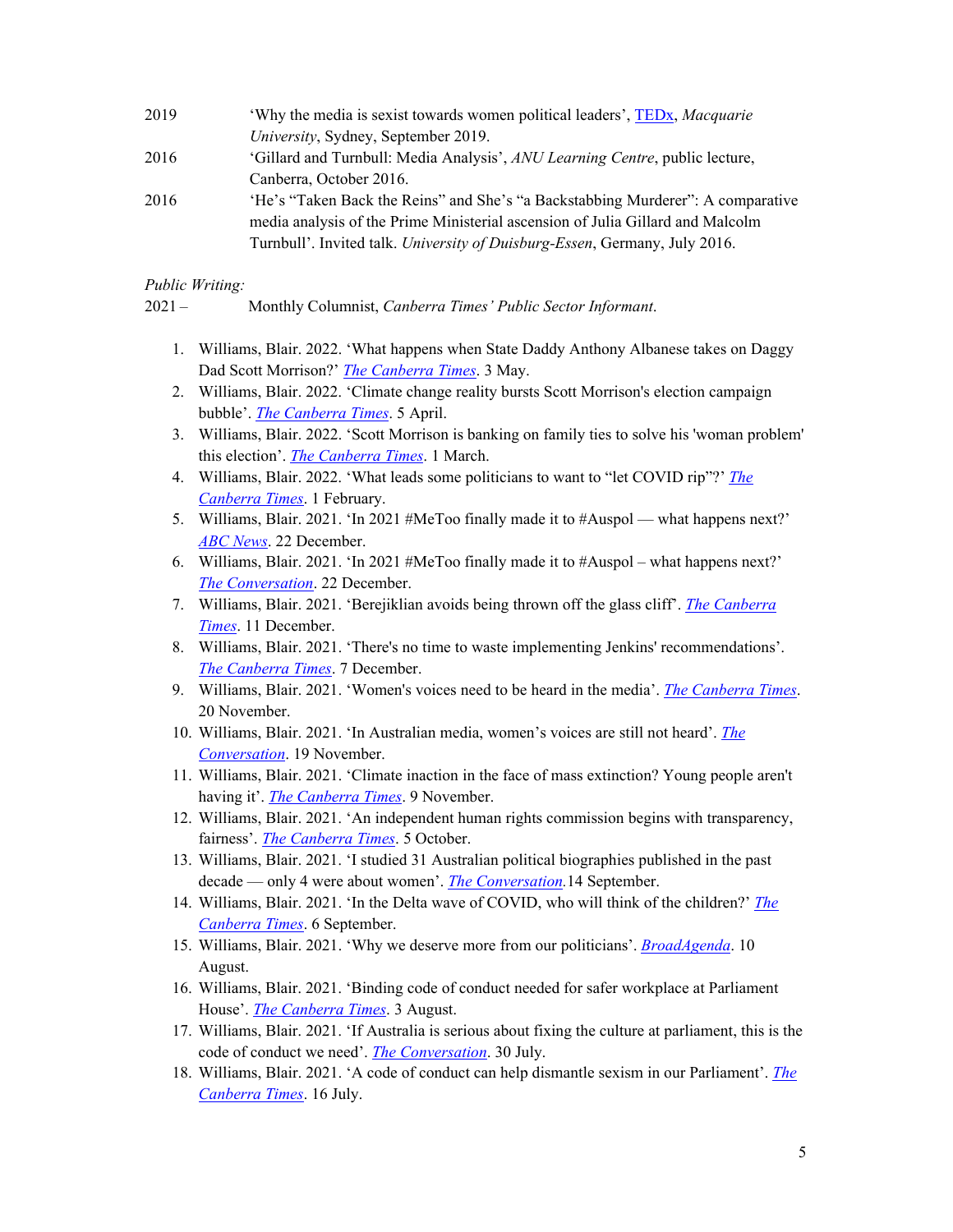2019 ‘Why the media is sexist towards women political leaders’, TEDx, *Macquarie University*, Sydney, September 2019.

2016 ‘Gillard and Turnbull: Media Analysis’, *ANU Learning Centre*, public lecture, Canberra, October 2016.

2016 ‘He’s “Taken Back the Reins” and She’s “a Backstabbing Murderer”: A comparative media analysis of the Prime Ministerial ascension of Julia Gillard and Malcolm Turnbull’. Invited talk. *University of Duisburg-Essen*, Germany, July 2016.

*Public Writing:*

2021 – Monthly Columnist, *Canberra Times’ Public Sector Informant*.

1. Williams, Blair. 2022. ‘What happens when State Daddy Anthony Albanese takes on Daggy Dad Scott Morrison?’ *The Canberra Times*. 3 May.
2. Williams, Blair. 2022. ‘Climate change reality bursts Scott Morrison's election campaign bubble’. *The Canberra Times*. 5 April.
3. Williams, Blair. 2022. ‘Scott Morrison is banking on family ties to solve his 'woman problem' this election’. *The Canberra Times*. 1 March.
4. Williams, Blair. 2022. ‘What leads some politicians to want to “let COVID rip”?’ *The Canberra Times*. 1 February.
5. Williams, Blair. 2021. ‘In 2021 #MeToo finally made it to #Auspol — what happens next?’ *ABC News*. 22 December.
6. Williams, Blair. 2021. ‘In 2021 #MeToo finally made it to #Auspol – what happens next?’ *The Conversation*. 22 December.
7. Williams, Blair. 2021. ‘Berejiklian avoids being thrown off the glass cliff’. *The Canberra Times*. 11 December.
8. Williams, Blair. 2021. ‘There's no time to waste implementing Jenkins' recommendations’. *The Canberra Times*. 7 December.
9. Williams, Blair. 2021. ‘Women's voices need to be heard in the media’. *The Canberra Times*. 20 November.
10. Williams, Blair. 2021. ‘In Australian media, women’s voices are still not heard’. *The Conversation*. 19 November.
11. Williams, Blair. 2021. ‘Climate inaction in the face of mass extinction? Young people aren't having it’. *The Canberra Times*. 9 November.
12. Williams, Blair. 2021. ‘An independent human rights commission begins with transparency, fairness’. *The Canberra Times*. 5 October.
13. Williams, Blair. 2021. ‘I studied 31 Australian political biographies published in the past decade — only 4 were about women’. *The Conversation*.14 September.
14. Williams, Blair. 2021. ‘In the Delta wave of COVID, who will think of the children?’ *The Canberra Times*. 6 September.
15. Williams, Blair. 2021. ‘Why we deserve more from our politicians’. *BroadAgenda*. 10 August.
16. Williams, Blair. 2021. ‘Binding code of conduct needed for safer workplace at Parliament House’. *The Canberra Times*. 3 August.
17. Williams, Blair. 2021. ‘If Australia is serious about fixing the culture at parliament, this is the code of conduct we need’. *The Conversation*. 30 July.
18. Williams, Blair. 2021. ‘A code of conduct can help dismantle sexism in our Parliament’. *The Canberra Times*. 16 July.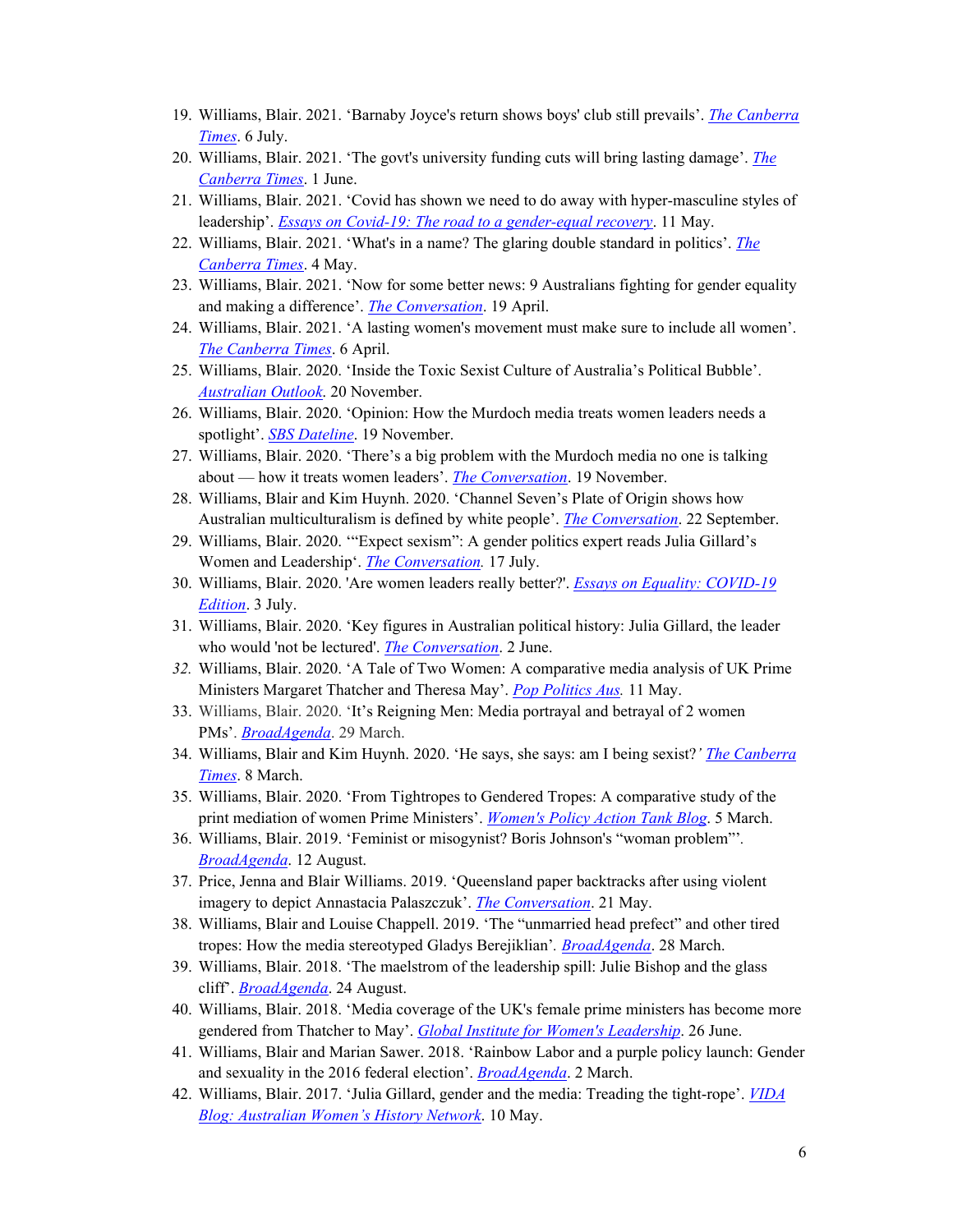19. Williams, Blair. 2021. 'Barnaby Joyce's return shows boys' club still prevails'. *The Canberra Times*. 6 July.
20. Williams, Blair. 2021. 'The govt's university funding cuts will bring lasting damage'. *The Canberra Times*. 1 June.
21. Williams, Blair. 2021. 'Covid has shown we need to do away with hyper-masculine styles of leadership'. *Essays on Covid-19: The road to a gender-equal recovery*. 11 May.
22. Williams, Blair. 2021. 'What's in a name? The glaring double standard in politics'. *The Canberra Times*. 4 May.
23. Williams, Blair. 2021. 'Now for some better news: 9 Australians fighting for gender equality and making a difference'. *The Conversation*. 19 April.
24. Williams, Blair. 2021. 'A lasting women's movement must make sure to include all women'. *The Canberra Times*. 6 April.
25. Williams, Blair. 2020. 'Inside the Toxic Sexist Culture of Australia's Political Bubble'. *Australian Outlook*. 20 November.
26. Williams, Blair. 2020. 'Opinion: How the Murdoch media treats women leaders needs a spotlight'. *SBS Dateline*. 19 November.
27. Williams, Blair. 2020. 'There's a big problem with the Murdoch media no one is talking about — how it treats women leaders'. *The Conversation*. 19 November.
28. Williams, Blair and Kim Huynh. 2020. 'Channel Seven's Plate of Origin shows how Australian multiculturalism is defined by white people'. *The Conversation*. 22 September.
29. Williams, Blair. 2020. '"Expect sexism": A gender politics expert reads Julia Gillard's Women and Leadership'. *The Conversation.* 17 July.
30. Williams, Blair. 2020. 'Are women leaders really better?'. *Essays on Equality: COVID-19 Edition*. 3 July.
31. Williams, Blair. 2020. 'Key figures in Australian political history: Julia Gillard, the leader who would 'not be lectured'. *The Conversation*. 2 June.
32. Williams, Blair. 2020. 'A Tale of Two Women: A comparative media analysis of UK Prime Ministers Margaret Thatcher and Theresa May'. *Pop Politics Aus.* 11 May.
33. Williams, Blair. 2020. 'It's Reigning Men: Media portrayal and betrayal of 2 women PMs'. *BroadAgenda*. 29 March.
34. Williams, Blair and Kim Huynh. 2020. 'He says, she says: am I being sexist?' *The Canberra Times*. 8 March.
35. Williams, Blair. 2020. 'From Tightropes to Gendered Tropes: A comparative study of the print mediation of women Prime Ministers'. *Women's Policy Action Tank Blog*. 5 March.
36. Williams, Blair. 2019. 'Feminist or misogynist? Boris Johnson's "woman problem"'. *BroadAgenda*. 12 August.
37. Price, Jenna and Blair Williams. 2019. 'Queensland paper backtracks after using violent imagery to depict Annastacia Palaszczuk'. *The Conversation*. 21 May.
38. Williams, Blair and Louise Chappell. 2019. 'The "unmarried head prefect" and other tired tropes: How the media stereotyped Gladys Berejiklian'. *BroadAgenda*. 28 March.
39. Williams, Blair. 2018. 'The maelstrom of the leadership spill: Julie Bishop and the glass cliff'. *BroadAgenda*. 24 August.
40. Williams, Blair. 2018. 'Media coverage of the UK's female prime ministers has become more gendered from Thatcher to May'. *Global Institute for Women's Leadership*. 26 June.
41. Williams, Blair and Marian Sawer. 2018. 'Rainbow Labor and a purple policy launch: Gender and sexuality in the 2016 federal election'. *BroadAgenda*. 2 March.
42. Williams, Blair. 2017. 'Julia Gillard, gender and the media: Treading the tight-rope'. *VIDA Blog: Australian Women's History Network*. 10 May.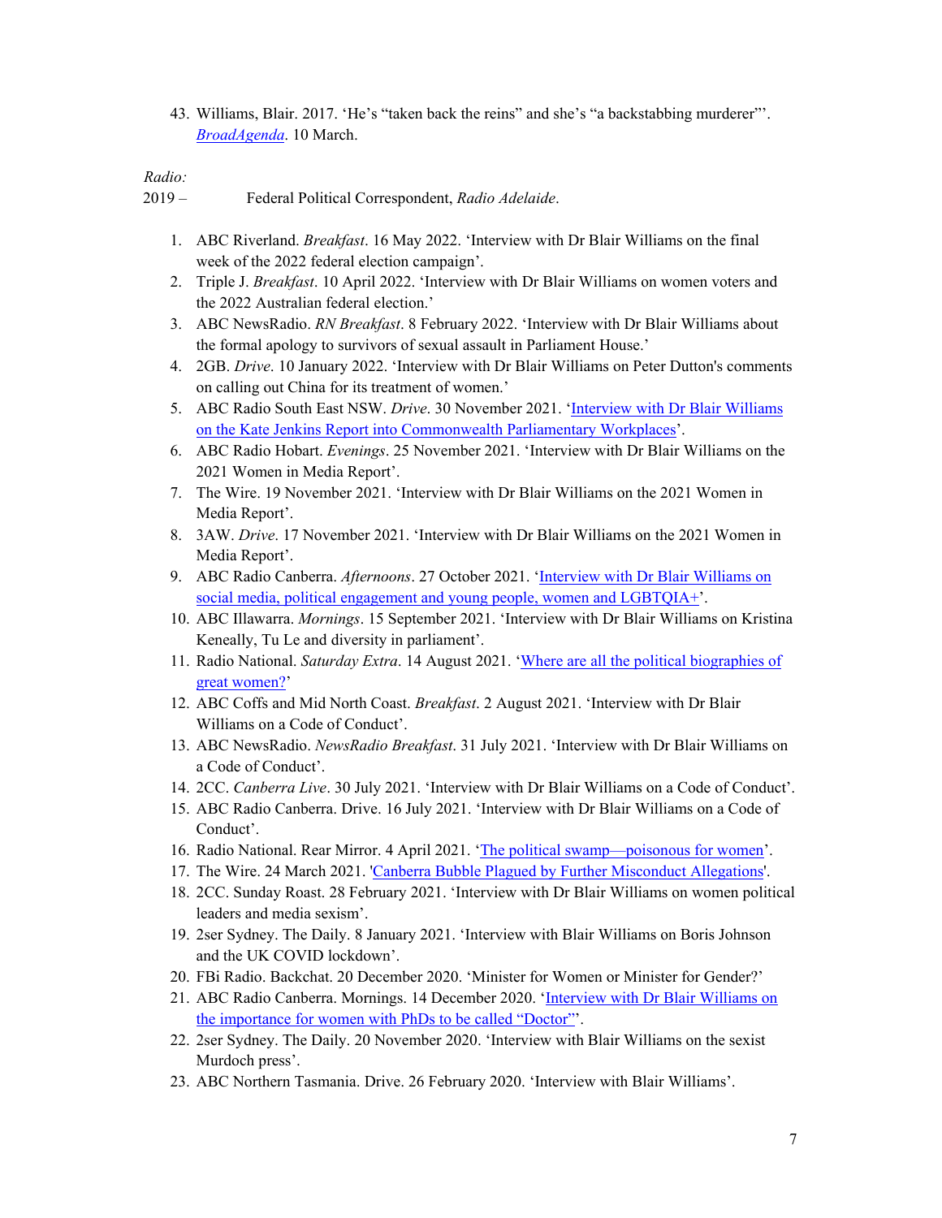43. Williams, Blair. 2017. 'He's "taken back the reins" and she's "a backstabbing murderer"'. *BroadAgenda*. 10 March.

*Radio:*

2019 –  Federal Political Correspondent, *Radio Adelaide*.

1. ABC Riverland. *Breakfast*. 16 May 2022. 'Interview with Dr Blair Williams on the final week of the 2022 federal election campaign'.
2. Triple J. *Breakfast*. 10 April 2022. 'Interview with Dr Blair Williams on women voters and the 2022 Australian federal election.'
3. ABC NewsRadio. *RN Breakfast*. 8 February 2022. 'Interview with Dr Blair Williams about the formal apology to survivors of sexual assault in Parliament House.'
4. 2GB. *Drive*. 10 January 2022. 'Interview with Dr Blair Williams on Peter Dutton's comments on calling out China for its treatment of women.'
5. ABC Radio South East NSW. *Drive*. 30 November 2021. 'Interview with Dr Blair Williams on the Kate Jenkins Report into Commonwealth Parliamentary Workplaces'.
6. ABC Radio Hobart. *Evenings*. 25 November 2021. 'Interview with Dr Blair Williams on the 2021 Women in Media Report'.
7. The Wire. 19 November 2021. 'Interview with Dr Blair Williams on the 2021 Women in Media Report'.
8. 3AW. *Drive*. 17 November 2021. 'Interview with Dr Blair Williams on the 2021 Women in Media Report'.
9. ABC Radio Canberra. *Afternoons*. 27 October 2021. 'Interview with Dr Blair Williams on social media, political engagement and young people, women and LGBTQIA+'.
10. ABC Illawarra. *Mornings*. 15 September 2021. 'Interview with Dr Blair Williams on Kristina Keneally, Tu Le and diversity in parliament'.
11. Radio National. *Saturday Extra*. 14 August 2021. 'Where are all the political biographies of great women?'
12. ABC Coffs and Mid North Coast. *Breakfast*. 2 August 2021. 'Interview with Dr Blair Williams on a Code of Conduct'.
13. ABC NewsRadio. *NewsRadio Breakfast*. 31 July 2021. 'Interview with Dr Blair Williams on a Code of Conduct'.
14. 2CC. *Canberra Live*. 30 July 2021. 'Interview with Dr Blair Williams on a Code of Conduct'.
15. ABC Radio Canberra. Drive. 16 July 2021. 'Interview with Dr Blair Williams on a Code of Conduct'.
16. Radio National. Rear Mirror. 4 April 2021. 'The political swamp—poisonous for women'.
17. The Wire. 24 March 2021. 'Canberra Bubble Plagued by Further Misconduct Allegations'.
18. 2CC. Sunday Roast. 28 February 2021. 'Interview with Dr Blair Williams on women political leaders and media sexism'.
19. 2ser Sydney. The Daily. 8 January 2021. 'Interview with Blair Williams on Boris Johnson and the UK COVID lockdown'.
20. FBi Radio. Backchat. 20 December 2020. 'Minister for Women or Minister for Gender?'
21. ABC Radio Canberra. Mornings. 14 December 2020. 'Interview with Dr Blair Williams on the importance for women with PhDs to be called "Doctor"'.
22. 2ser Sydney. The Daily. 20 November 2020. 'Interview with Blair Williams on the sexist Murdoch press'.
23. ABC Northern Tasmania. Drive. 26 February 2020. 'Interview with Blair Williams'.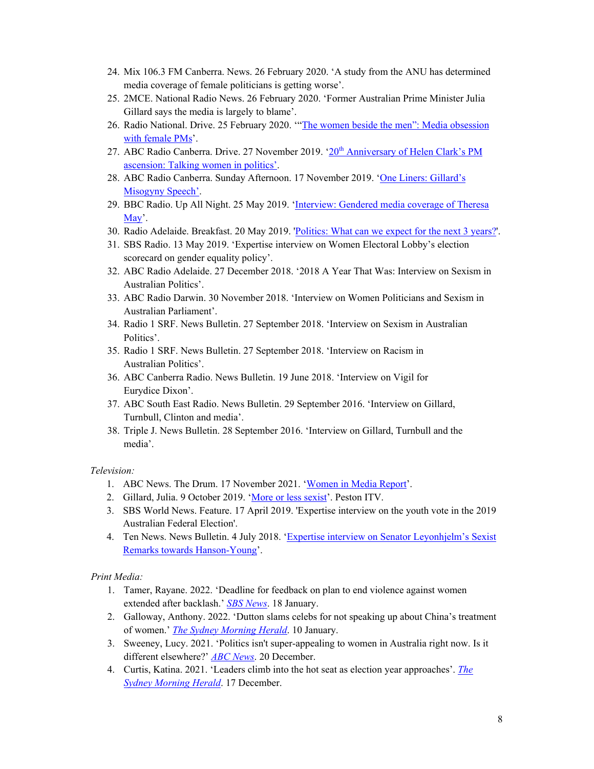24. Mix 106.3 FM Canberra. News. 26 February 2020. 'A study from the ANU has determined media coverage of female politicians is getting worse'.
25. 2MCE. National Radio News. 26 February 2020. 'Former Australian Prime Minister Julia Gillard says the media is largely to blame'.
26. Radio National. Drive. 25 February 2020. '"The women beside the men": Media obsession with female PMs'.
27. ABC Radio Canberra. Drive. 27 November 2019. '20th Anniversary of Helen Clark's PM ascension: Talking women in politics'.
28. ABC Radio Canberra. Sunday Afternoon. 17 November 2019. 'One Liners: Gillard's Misogyny Speech'.
29. BBC Radio. Up All Night. 25 May 2019. 'Interview: Gendered media coverage of Theresa May'.
30. Radio Adelaide. Breakfast. 20 May 2019. 'Politics: What can we expect for the next 3 years?'.
31. SBS Radio. 13 May 2019. 'Expertise interview on Women Electoral Lobby's election scorecard on gender equality policy'.
32. ABC Radio Adelaide. 27 December 2018. '2018 A Year That Was: Interview on Sexism in Australian Politics'.
33. ABC Radio Darwin. 30 November 2018. 'Interview on Women Politicians and Sexism in Australian Parliament'.
34. Radio 1 SRF. News Bulletin. 27 September 2018. 'Interview on Sexism in Australian Politics'.
35. Radio 1 SRF. News Bulletin. 27 September 2018. 'Interview on Racism in Australian Politics'.
36. ABC Canberra Radio. News Bulletin. 19 June 2018. 'Interview on Vigil for Eurydice Dixon'.
37. ABC South East Radio. News Bulletin. 29 September 2016. 'Interview on Gillard, Turnbull, Clinton and media'.
38. Triple J. News Bulletin. 28 September 2016. 'Interview on Gillard, Turnbull and the media'.

*Television:*

1. ABC News. The Drum. 17 November 2021. 'Women in Media Report'.
2. Gillard, Julia. 9 October 2019. 'More or less sexist'. Peston ITV.
3. SBS World News. Feature. 17 April 2019. 'Expertise interview on the youth vote in the 2019 Australian Federal Election'.
4. Ten News. News Bulletin. 4 July 2018. 'Expertise interview on Senator Leyonhjelm's Sexist Remarks towards Hanson-Young'.

*Print Media:*

1. Tamer, Rayane. 2022. 'Deadline for feedback on plan to end violence against women extended after backlash.' *SBS News*. 18 January.
2. Galloway, Anthony. 2022. 'Dutton slams celebs for not speaking up about China's treatment of women.' *The Sydney Morning Herald*. 10 January.
3. Sweeney, Lucy. 2021. 'Politics isn't super-appealing to women in Australia right now. Is it different elsewhere?' *ABC News*. 20 December.
4. Curtis, Katina. 2021. 'Leaders climb into the hot seat as election year approaches'. *The Sydney Morning Herald*. 17 December.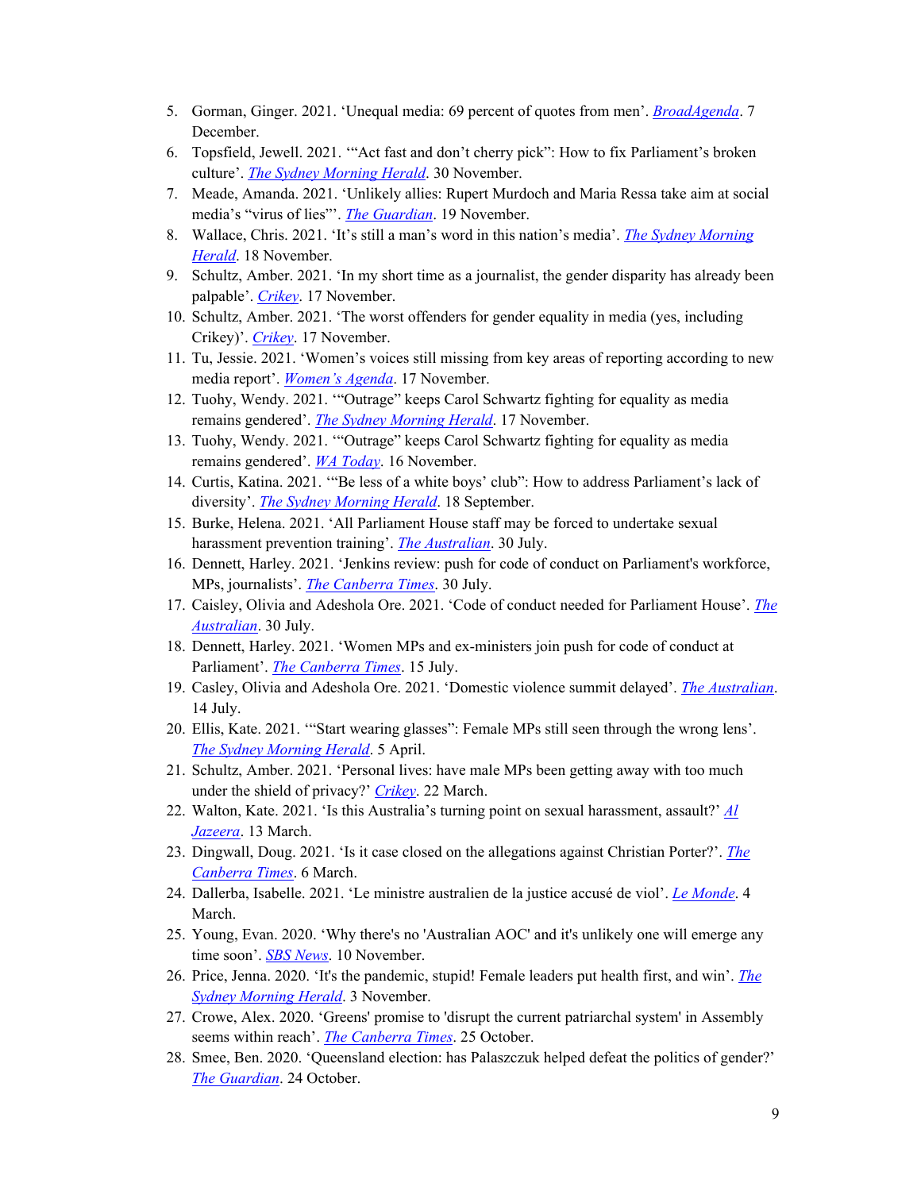5. Gorman, Ginger. 2021. ‘Unequal media: 69 percent of quotes from men’. *BroadAgenda*. 7 December.
6. Topsfield, Jewell. 2021. ‘“Act fast and don’t cherry pick”: How to fix Parliament’s broken culture’. *The Sydney Morning Herald*. 30 November.
7. Meade, Amanda. 2021. ‘Unlikely allies: Rupert Murdoch and Maria Ressa take aim at social media’s “virus of lies”’. *The Guardian*. 19 November.
8. Wallace, Chris. 2021. ‘It’s still a man’s word in this nation’s media’. *The Sydney Morning Herald*. 18 November.
9. Schultz, Amber. 2021. ‘In my short time as a journalist, the gender disparity has already been palpable’. *Crikey*. 17 November.
10. Schultz, Amber. 2021. ‘The worst offenders for gender equality in media (yes, including Crikey)’. *Crikey*. 17 November.
11. Tu, Jessie. 2021. ‘Women’s voices still missing from key areas of reporting according to new media report’. *Women’s Agenda*. 17 November.
12. Tuohy, Wendy. 2021. ‘“Outrage” keeps Carol Schwartz fighting for equality as media remains gendered’. *The Sydney Morning Herald*. 17 November.
13. Tuohy, Wendy. 2021. ‘“Outrage” keeps Carol Schwartz fighting for equality as media remains gendered’. *WA Today*. 16 November.
14. Curtis, Katina. 2021. ‘“Be less of a white boys’ club”: How to address Parliament’s lack of diversity’. *The Sydney Morning Herald*. 18 September.
15. Burke, Helena. 2021. ‘All Parliament House staff may be forced to undertake sexual harassment prevention training’. *The Australian*. 30 July.
16. Dennett, Harley. 2021. ‘Jenkins review: push for code of conduct on Parliament's workforce, MPs, journalists’. *The Canberra Times*. 30 July.
17. Caisley, Olivia and Adeshola Ore. 2021. ‘Code of conduct needed for Parliament House’. *The Australian*. 30 July.
18. Dennett, Harley. 2021. ‘Women MPs and ex-ministers join push for code of conduct at Parliament’. *The Canberra Times*. 15 July.
19. Casley, Olivia and Adeshola Ore. 2021. ‘Domestic violence summit delayed’. *The Australian*. 14 July.
20. Ellis, Kate. 2021. ‘“Start wearing glasses”: Female MPs still seen through the wrong lens’. *The Sydney Morning Herald*. 5 April.
21. Schultz, Amber. 2021. ‘Personal lives: have male MPs been getting away with too much under the shield of privacy?’ *Crikey*. 22 March.
22. Walton, Kate. 2021. ‘Is this Australia’s turning point on sexual harassment, assault?’ *Al Jazeera*. 13 March.
23. Dingwall, Doug. 2021. ‘Is it case closed on the allegations against Christian Porter?’. *The Canberra Times*. 6 March.
24. Dallerba, Isabelle. 2021. ‘Le ministre australien de la justice accusé de viol’. *Le Monde*. 4 March.
25. Young, Evan. 2020. ‘Why there's no 'Australian AOC' and it's unlikely one will emerge any time soon’. *SBS News*. 10 November.
26. Price, Jenna. 2020. ‘It's the pandemic, stupid! Female leaders put health first, and win’. *The Sydney Morning Herald*. 3 November.
27. Crowe, Alex. 2020. ‘Greens' promise to 'disrupt the current patriarchal system' in Assembly seems within reach’. *The Canberra Times*. 25 October.
28. Smee, Ben. 2020. ‘Queensland election: has Palaszczuk helped defeat the politics of gender?’ *The Guardian*. 24 October.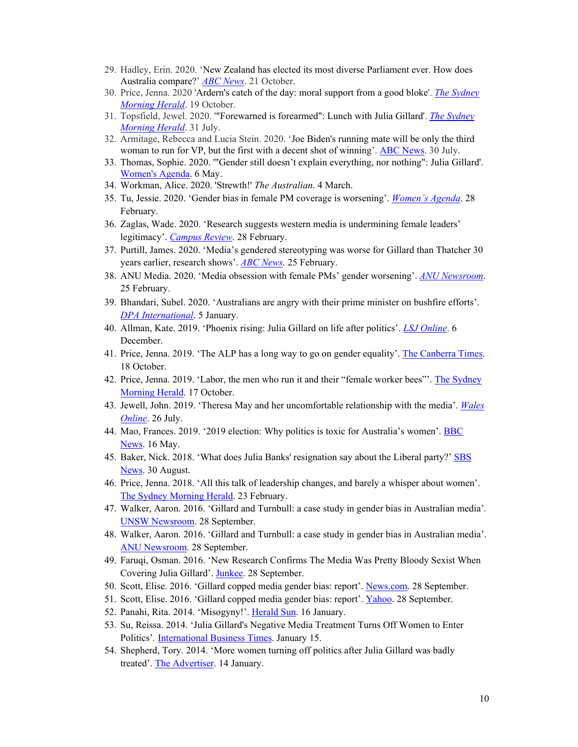29. Hadley, Erin. 2020. ‘New Zealand has elected its most diverse Parliament ever. How does Australia compare?’ *ABC News*. 21 October.
30. Price, Jenna. 2020 'Ardern's catch of the day: moral support from a good bloke'. *The Sydney Morning Herald*. 19 October.
31. Topsfield, Jewel. 2020. '"Forewarned is forearmed": Lunch with Julia Gillard'. *The Sydney Morning Herald*. 31 July.
32. Armitage, Rebecca and Lucia Stein. 2020. ‘Joe Biden's running mate will be only the third woman to run for VP, but the first with a decent shot of winning’. ABC News. 30 July.
33. Thomas, Sophie. 2020. '"Gender still doesn’t explain everything, nor nothing": Julia Gillard'. Women's Agenda. 6 May.
34. Workman, Alice. 2020. 'Strewth!' *The Australian*. 4 March.
35. Tu, Jessie. 2020. ‘Gender bias in female PM coverage is worsening’. *Women’s Agenda*. 28 February.
36. Zaglas, Wade. 2020. ‘Research suggests western media is undermining female leaders’ legitimacy’. *Campus Review*. 28 February.
37. Purtill, James. 2020. ‘Media’s gendered stereotyping was worse for Gillard than Thatcher 30 years earlier, research shows’. *ABC News*. 25 February.
38. ANU Media. 2020. ‘Media obsession with female PMs’ gender worsening’. *ANU Newsroom*. 25 February.
39. Bhandari, Subel. 2020. ‘Australians are angry with their prime minister on bushfire efforts’. *DPA International*. 5 January.
40. Allman, Kate. 2019. ‘Phoenix rising: Julia Gillard on life after politics’. *LSJ Online*. 6 December.
41. Price, Jenna. 2019. ‘The ALP has a long way to go on gender equality’. The Canberra Times. 18 October.
42. Price, Jenna. 2019. ‘Labor, the men who run it and their “female worker bees”’. The Sydney Morning Herald. 17 October.
43. Jewell, John. 2019. ‘Theresa May and her uncomfortable relationship with the media’. *Wales Online*. 26 July.
44. Mao, Frances. 2019. ‘2019 election: Why politics is toxic for Australia’s women’. BBC News. 16 May.
45. Baker, Nick. 2018. ‘What does Julia Banks' resignation say about the Liberal party?’ SBS News. 30 August.
46. Price, Jenna. 2018. ‘All this talk of leadership changes, and barely a whisper about women’. The Sydney Morning Herald. 23 February.
47. Walker, Aaron. 2016. ‘Gillard and Turnbull: a case study in gender bias in Australian media’. UNSW Newsroom. 28 September.
48. Walker, Aaron. 2016. ‘Gillard and Turnbull: a case study in gender bias in Australian media’. ANU Newsroom. 28 September.
49. Faruqi, Osman. 2016. ‘New Research Confirms The Media Was Pretty Bloody Sexist When Covering Julia Gillard’. Junkee. 28 September.
50. Scott, Elise. 2016. ‘Gillard copped media gender bias: report’. News.com. 28 September.
51. Scott, Elise. 2016. ‘Gillard copped media gender bias: report’. Yahoo. 28 September.
52. Panahi, Rita. 2014. ‘Misogyny!’. Herald Sun. 16 January.
53. Su, Reissa. 2014. ‘Julia Gillard's Negative Media Treatment Turns Off Women to Enter Politics’. International Business Times. January 15.
54. Shepherd, Tory. 2014. ‘More women turning off politics after Julia Gillard was badly treated’. The Advertiser. 14 January.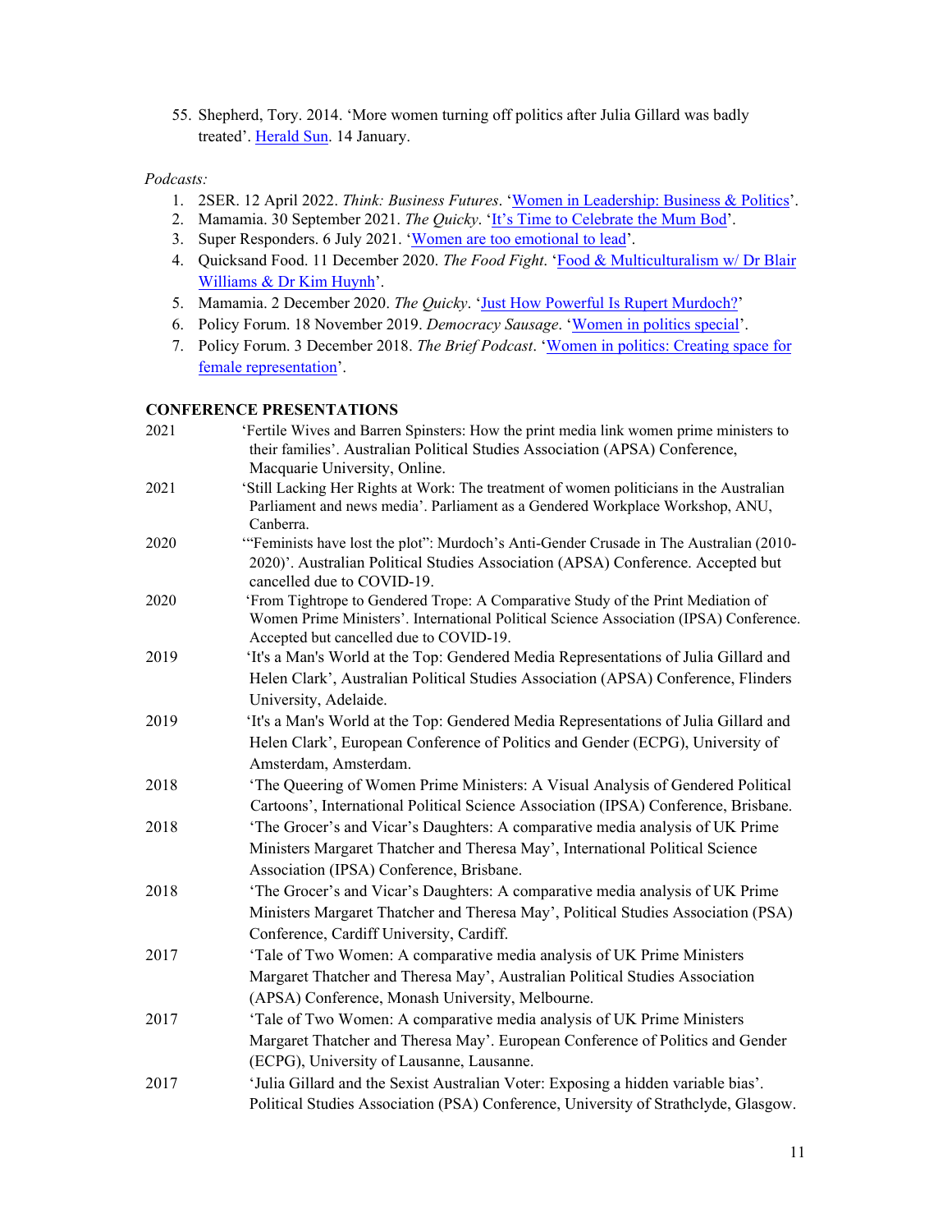55. Shepherd, Tory. 2014. 'More women turning off politics after Julia Gillard was badly treated'. Herald Sun. 14 January.

*Podcasts:*

1. 2SER. 12 April 2022. *Think: Business Futures*. 'Women in Leadership: Business & Politics'.
2. Mamamia. 30 September 2021. *The Quicky*. 'It's Time to Celebrate the Mum Bod'.
3. Super Responders. 6 July 2021. 'Women are too emotional to lead'.
4. Quicksand Food. 11 December 2020. *The Food Fight*. 'Food & Multiculturalism w/ Dr Blair Williams & Dr Kim Huynh'.
5. Mamamia. 2 December 2020. *The Quicky*. 'Just How Powerful Is Rupert Murdoch?'
6. Policy Forum. 18 November 2019. *Democracy Sausage*. 'Women in politics special'.
7. Policy Forum. 3 December 2018. *The Brief Podcast*. 'Women in politics: Creating space for female representation'.

**CONFERENCE PRESENTATIONS**

2021 'Fertile Wives and Barren Spinsters: How the print media link women prime ministers to their families'. Australian Political Studies Association (APSA) Conference, Macquarie University, Online.

2021 'Still Lacking Her Rights at Work: The treatment of women politicians in the Australian Parliament and news media'. Parliament as a Gendered Workplace Workshop, ANU, Canberra.

2020 '"Feminists have lost the plot": Murdoch's Anti-Gender Crusade in The Australian (2010-2020)'. Australian Political Studies Association (APSA) Conference. Accepted but cancelled due to COVID-19.

2020 'From Tightrope to Gendered Trope: A Comparative Study of the Print Mediation of Women Prime Ministers'. International Political Science Association (IPSA) Conference. Accepted but cancelled due to COVID-19.

2019 'It's a Man's World at the Top: Gendered Media Representations of Julia Gillard and Helen Clark', Australian Political Studies Association (APSA) Conference, Flinders University, Adelaide.

2019 'It's a Man's World at the Top: Gendered Media Representations of Julia Gillard and Helen Clark', European Conference of Politics and Gender (ECPG), University of Amsterdam, Amsterdam.

2018 'The Queering of Women Prime Ministers: A Visual Analysis of Gendered Political Cartoons', International Political Science Association (IPSA) Conference, Brisbane.

2018 'The Grocer's and Vicar's Daughters: A comparative media analysis of UK Prime Ministers Margaret Thatcher and Theresa May', International Political Science Association (IPSA) Conference, Brisbane.

2018 'The Grocer's and Vicar's Daughters: A comparative media analysis of UK Prime Ministers Margaret Thatcher and Theresa May', Political Studies Association (PSA) Conference, Cardiff University, Cardiff.

2017 'Tale of Two Women: A comparative media analysis of UK Prime Ministers Margaret Thatcher and Theresa May', Australian Political Studies Association (APSA) Conference, Monash University, Melbourne.

2017 'Tale of Two Women: A comparative media analysis of UK Prime Ministers Margaret Thatcher and Theresa May'. European Conference of Politics and Gender (ECPG), University of Lausanne, Lausanne.

2017 'Julia Gillard and the Sexist Australian Voter: Exposing a hidden variable bias'. Political Studies Association (PSA) Conference, University of Strathclyde, Glasgow.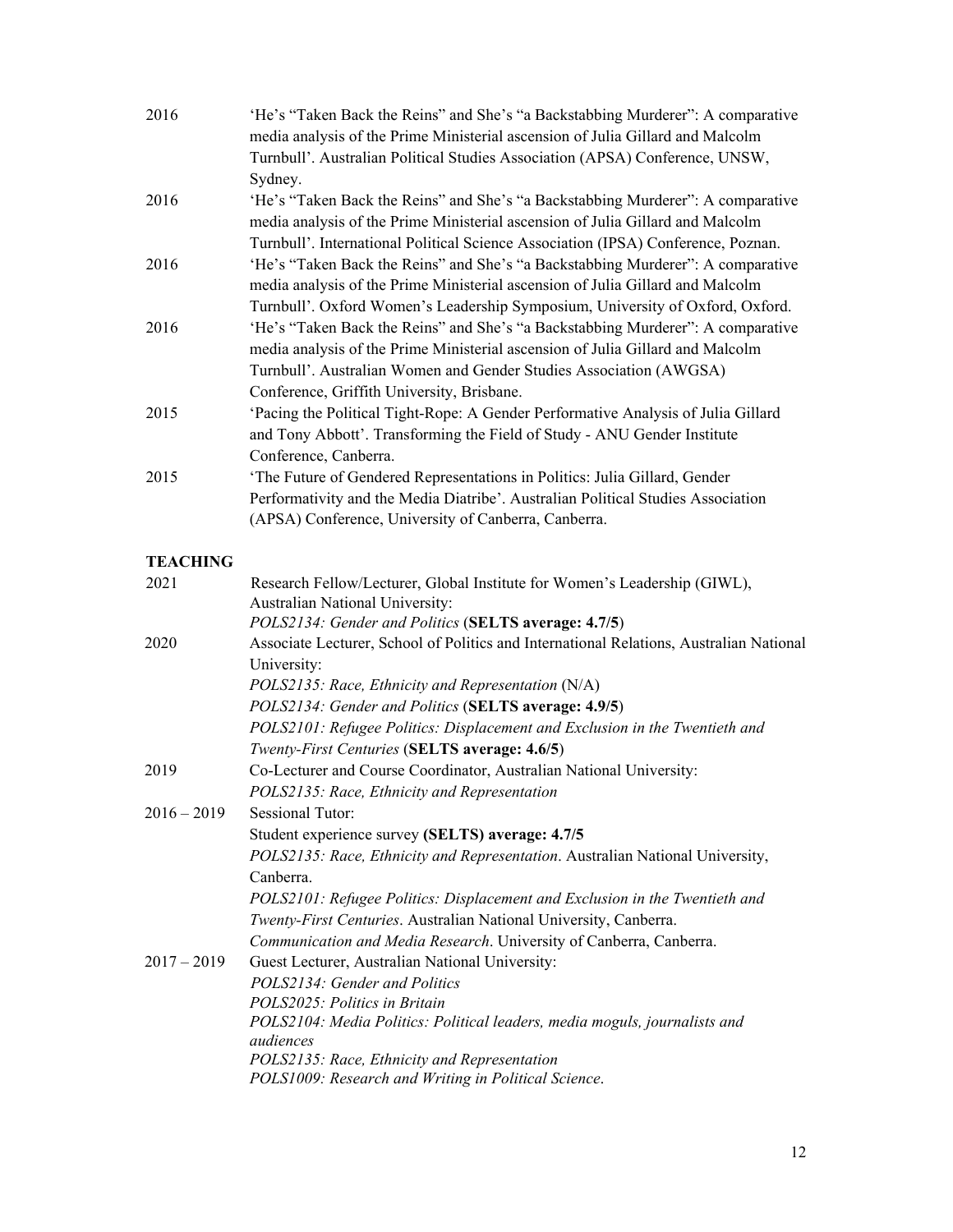2016 'He's "Taken Back the Reins" and She's "a Backstabbing Murderer": A comparative media analysis of the Prime Ministerial ascension of Julia Gillard and Malcolm Turnbull'. Australian Political Studies Association (APSA) Conference, UNSW, Sydney.

2016 'He's "Taken Back the Reins" and She's "a Backstabbing Murderer": A comparative media analysis of the Prime Ministerial ascension of Julia Gillard and Malcolm Turnbull'. International Political Science Association (IPSA) Conference, Poznan.

2016 'He's "Taken Back the Reins" and She's "a Backstabbing Murderer": A comparative media analysis of the Prime Ministerial ascension of Julia Gillard and Malcolm Turnbull'. Oxford Women's Leadership Symposium, University of Oxford, Oxford.

2016 'He's "Taken Back the Reins" and She's "a Backstabbing Murderer": A comparative media analysis of the Prime Ministerial ascension of Julia Gillard and Malcolm Turnbull'. Australian Women and Gender Studies Association (AWGSA) Conference, Griffith University, Brisbane.

2015 'Pacing the Political Tight-Rope: A Gender Performative Analysis of Julia Gillard and Tony Abbott'. Transforming the Field of Study - ANU Gender Institute Conference, Canberra.

2015 'The Future of Gendered Representations in Politics: Julia Gillard, Gender Performativity and the Media Diatribe'. Australian Political Studies Association (APSA) Conference, University of Canberra, Canberra.

## TEACHING

2021 Research Fellow/Lecturer, Global Institute for Women's Leadership (GIWL), Australian National University:
*POLS2134: Gender and Politics* (**SELTS average: 4.7/5**)

2020 Associate Lecturer, School of Politics and International Relations, Australian National University:
*POLS2135: Race, Ethnicity and Representation* (N/A)
*POLS2134: Gender and Politics* (**SELTS average: 4.9/5**)
*POLS2101: Refugee Politics: Displacement and Exclusion in the Twentieth and Twenty-First Centuries* (**SELTS average: 4.6/5**)

2019 Co-Lecturer and Course Coordinator, Australian National University:
*POLS2135: Race, Ethnicity and Representation*

2016 – 2019 Sessional Tutor:
Student experience survey **(SELTS) average: 4.7/5**
*POLS2135: Race, Ethnicity and Representation*. Australian National University, Canberra.
*POLS2101: Refugee Politics: Displacement and Exclusion in the Twentieth and Twenty-First Centuries*. Australian National University, Canberra.
*Communication and Media Research*. University of Canberra, Canberra.

2017 – 2019 Guest Lecturer, Australian National University:
*POLS2134: Gender and Politics*
*POLS2025: Politics in Britain*
*POLS2104: Media Politics: Political leaders, media moguls, journalists and audiences*
*POLS2135: Race, Ethnicity and Representation*
*POLS1009: Research and Writing in Political Science*.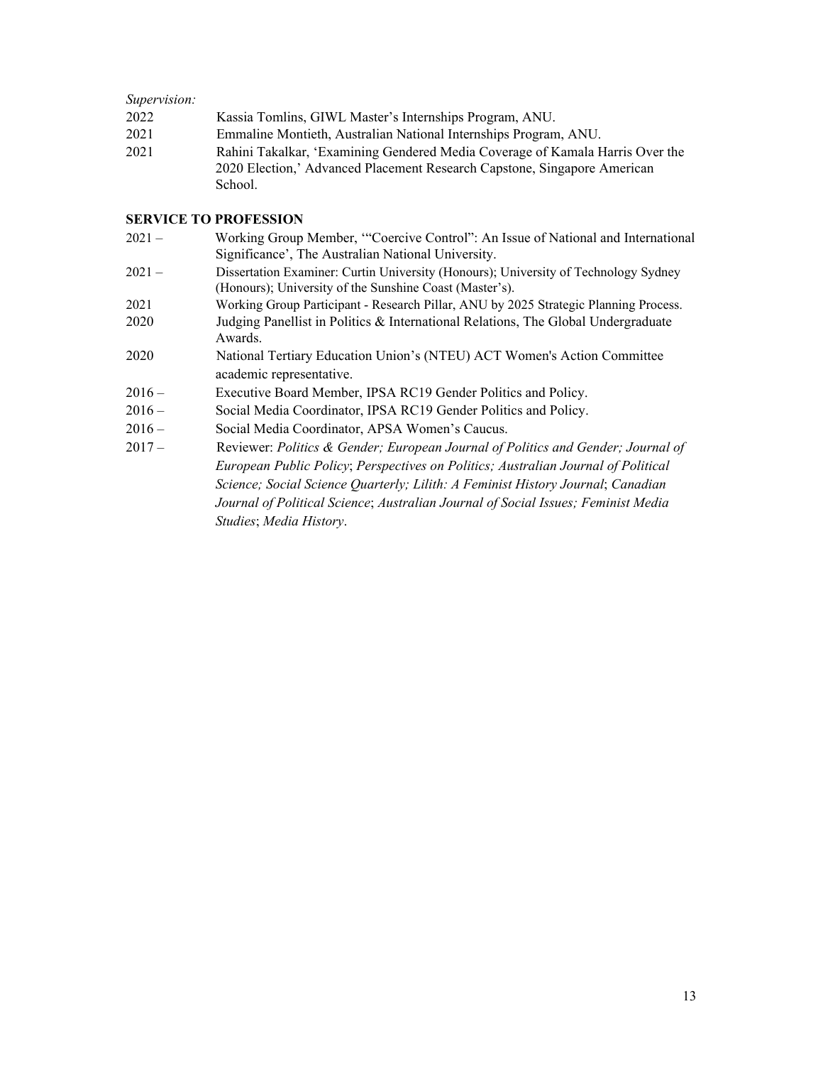*Supervision:*

| | |
|---|---|
| 2022 | Kassia Tomlins, GIWL Master's Internships Program, ANU. |
| 2021 | Emmaline Montieth, Australian National Internships Program, ANU. |
| 2021 | Rahini Takalkar, 'Examining Gendered Media Coverage of Kamala Harris Over the 2020 Election,' Advanced Placement Research Capstone, Singapore American School. |

**SERVICE TO PROFESSION**

| | |
|---|---|
| 2021 – | Working Group Member, '"Coercive Control": An Issue of National and International Significance', The Australian National University. |
| 2021 – | Dissertation Examiner: Curtin University (Honours); University of Technology Sydney (Honours); University of the Sunshine Coast (Master's). |
| 2021 | Working Group Participant - Research Pillar, ANU by 2025 Strategic Planning Process. |
| 2020 | Judging Panellist in Politics & International Relations, The Global Undergraduate Awards. |
| 2020 | National Tertiary Education Union's (NTEU) ACT Women's Action Committee academic representative. |
| 2016 – | Executive Board Member, IPSA RC19 Gender Politics and Policy. |
| 2016 – | Social Media Coordinator, IPSA RC19 Gender Politics and Policy. |
| 2016 – | Social Media Coordinator, APSA Women's Caucus. |
| 2017 – | Reviewer: *Politics & Gender; European Journal of Politics and Gender; Journal of European Public Policy*; *Perspectives on Politics; Australian Journal of Political Science; Social Science Quarterly; Lilith: A Feminist History Journal*; *Canadian Journal of Political Science*; *Australian Journal of Social Issues; Feminist Media Studies*; *Media History*. |